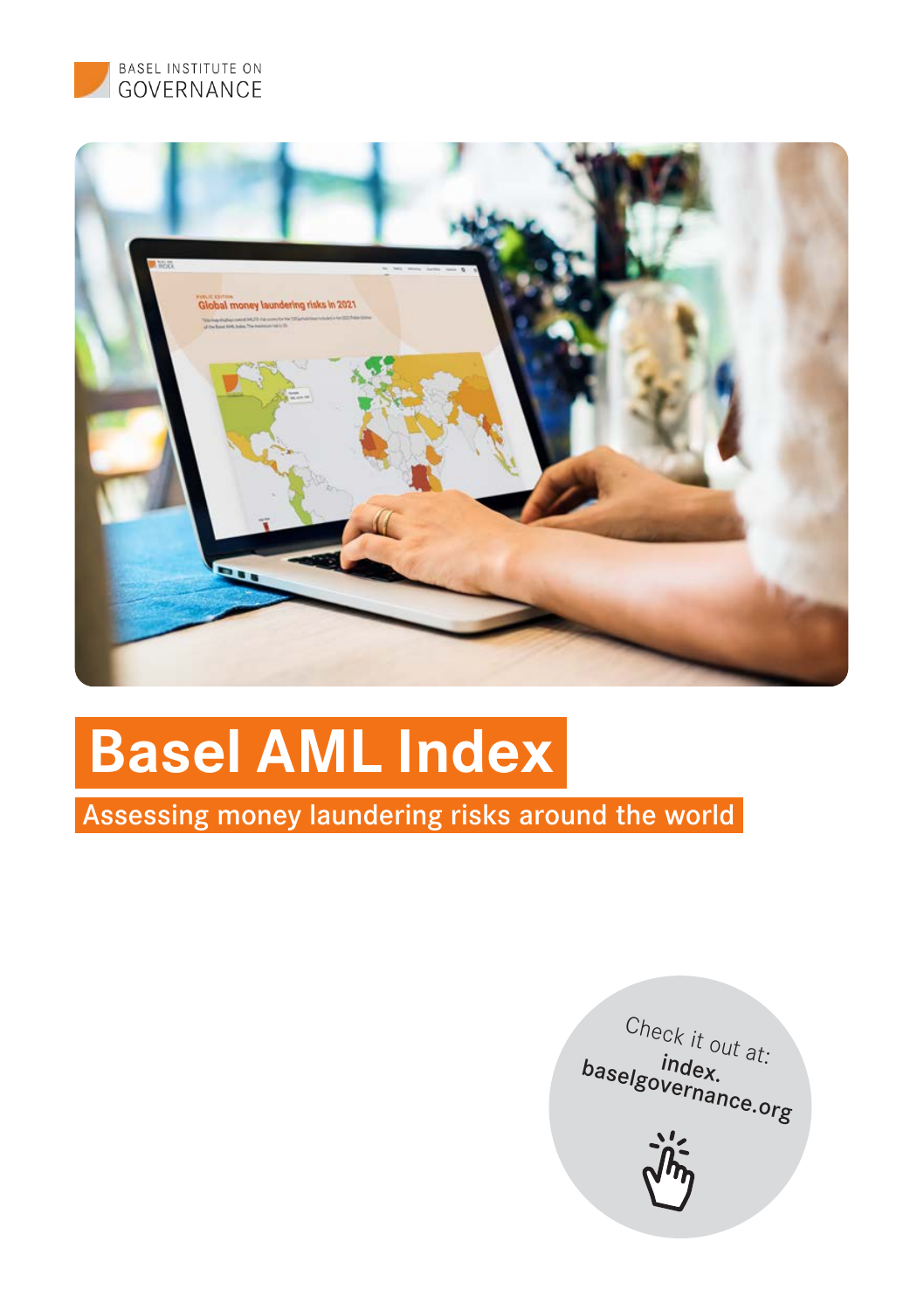BASEL INSTITUTE ON GOVERNANCE

# Basel AML Index

## Assessing money laundering risks around the world

Check it out at: **index.baselgovernance.org**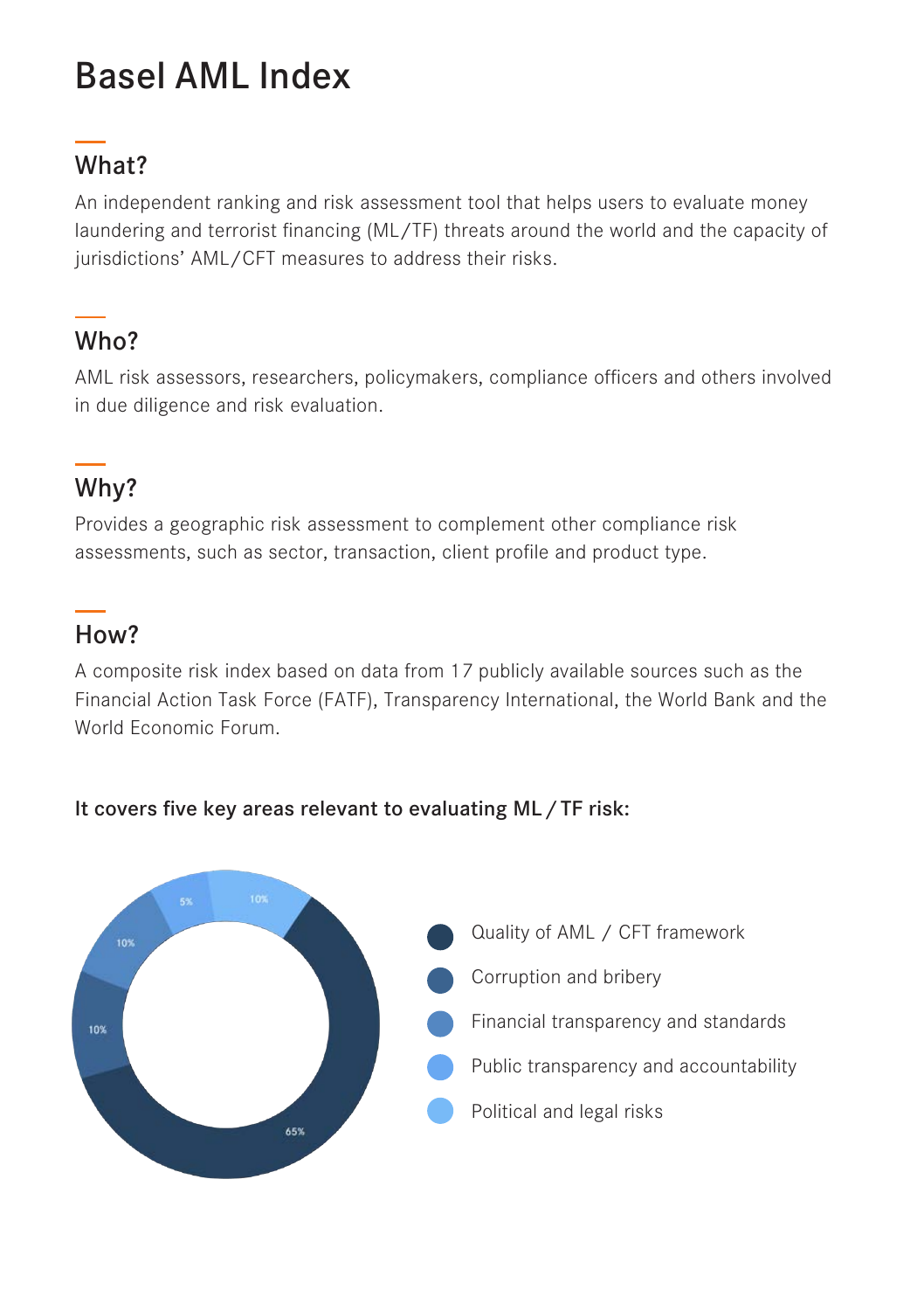# Basel AML Index

## What?

An independent ranking and risk assessment tool that helps users to evaluate money laundering and terrorist financing (ML/TF) threats around the world and the capacity of jurisdictions' AML/CFT measures to address their risks.

## Who?

AML risk assessors, researchers, policymakers, compliance officers and others involved in due diligence and risk evaluation.

## Why?

Provides a geographic risk assessment to complement other compliance risk assessments, such as sector, transaction, client profile and product type.

## How?

A composite risk index based on data from 17 publicly available sources such as the Financial Action Task Force (FATF), Transparency International, the World Bank and the World Economic Forum.

**It covers five key areas relevant to evaluating ML / TF risk:**

- Quality of AML / CFT framework: 65%
- Corruption and bribery: 10%
- Financial transparency and standards: 10%
- Public transparency and accountability: 5%
- Political and legal risks: 10%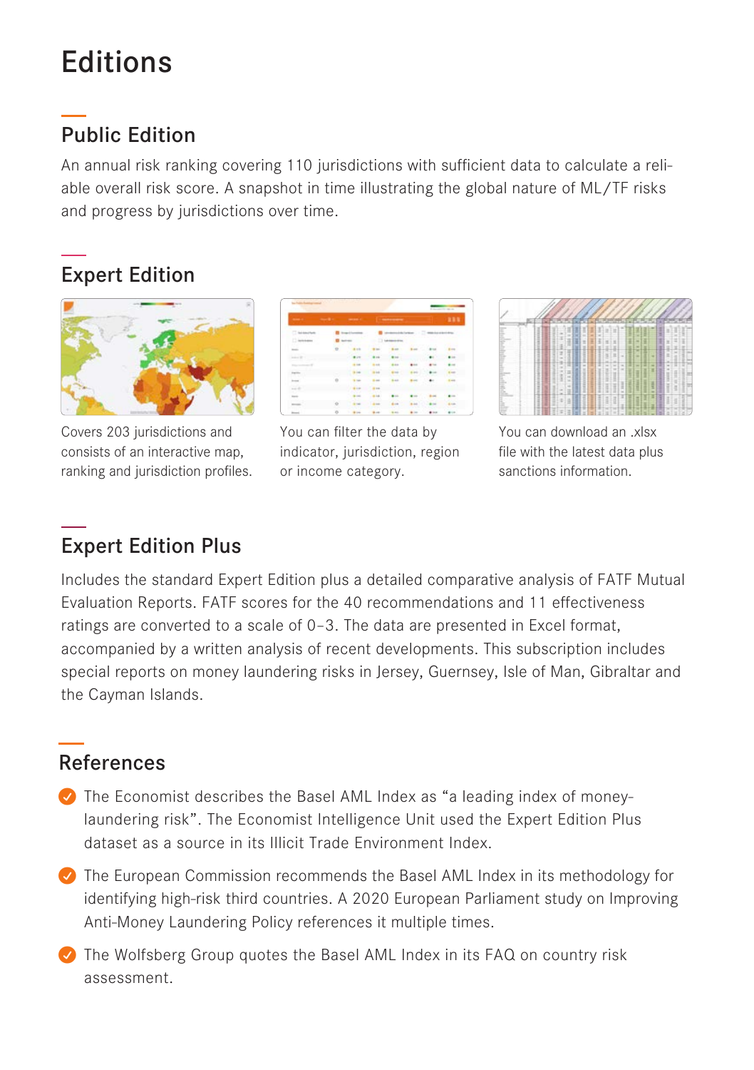# Editions

## Public Edition

An annual risk ranking covering 110 jurisdictions with sufficient data to calculate a reliable overall risk score. A snapshot in time illustrating the global nature of ML/TF risks and progress by jurisdictions over time.

## Expert Edition

Covers 203 jurisdictions and consists of an interactive map, ranking and jurisdiction profiles.

You can filter the data by indicator, jurisdiction, region or income category.

You can download an .xlsx file with the latest data plus sanctions information.

## Expert Edition Plus

Includes the standard Expert Edition plus a detailed comparative analysis of FATF Mutual Evaluation Reports. FATF scores for the 40 recommendations and 11 effectiveness ratings are converted to a scale of 0–3. The data are presented in Excel format, accompanied by a written analysis of recent developments. This subscription includes special reports on money laundering risks in Jersey, Guernsey, Isle of Man, Gibraltar and the Cayman Islands.

## References

- The Economist describes the Basel AML Index as “a leading index of money-laundering risk”. The Economist Intelligence Unit used the Expert Edition Plus dataset as a source in its Illicit Trade Environment Index.
- The European Commission recommends the Basel AML Index in its methodology for identifying high-risk third countries. A 2020 European Parliament study on Improving Anti-Money Laundering Policy references it multiple times.
- The Wolfsberg Group quotes the Basel AML Index in its FAQ on country risk assessment.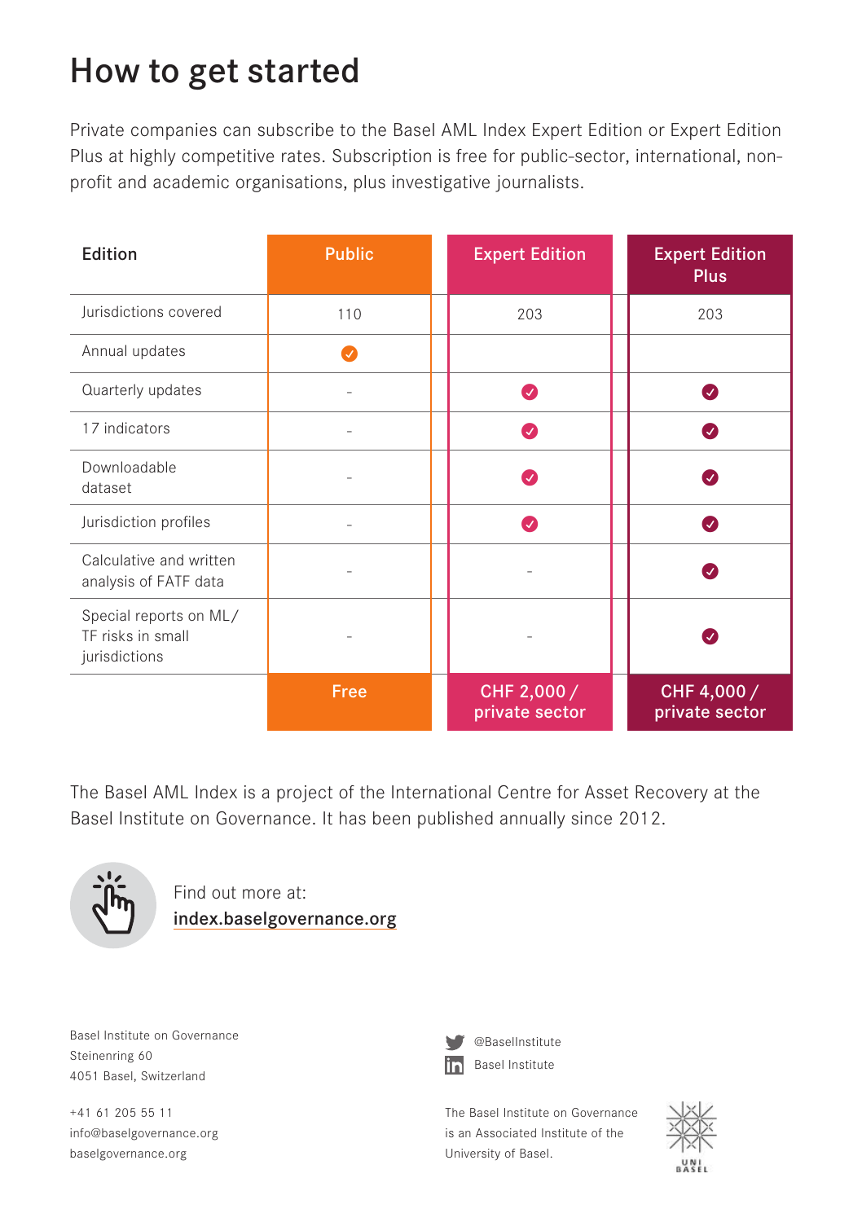# How to get started

Private companies can subscribe to the Basel AML Index Expert Edition or Expert Edition Plus at highly competitive rates. Subscription is free for public-sector, international, non-profit and academic organisations, plus investigative journalists.

| Edition | Public | Expert Edition | Expert Edition Plus |
|---|---|---|---|
| Jurisdictions covered | 110 | 203 | 203 |
| Annual updates | ✓ | | |
| Quarterly updates | - | ✓ | ✓ |
| 17 indicators | - | ✓ | ✓ |
| Downloadable dataset | - | ✓ | ✓ |
| Jurisdiction profiles | - | ✓ | ✓ |
| Calculative and written analysis of FATF data | - | - | ✓ |
| Special reports on ML/TF risks in small jurisdictions | - | - | ✓ |
| | Free | CHF 2,000 / private sector | CHF 4,000 / private sector |

The Basel AML Index is a project of the International Centre for Asset Recovery at the Basel Institute on Governance. It has been published annually since 2012.

Find out more at:
index.baselgovernance.org

Basel Institute on Governance
Steinenring 60
4051 Basel, Switzerland

+41 61 205 55 11
info@baselgovernance.org
baselgovernance.org

@BaselInstitute
Basel Institute

The Basel Institute on Governance is an Associated Institute of the University of Basel.